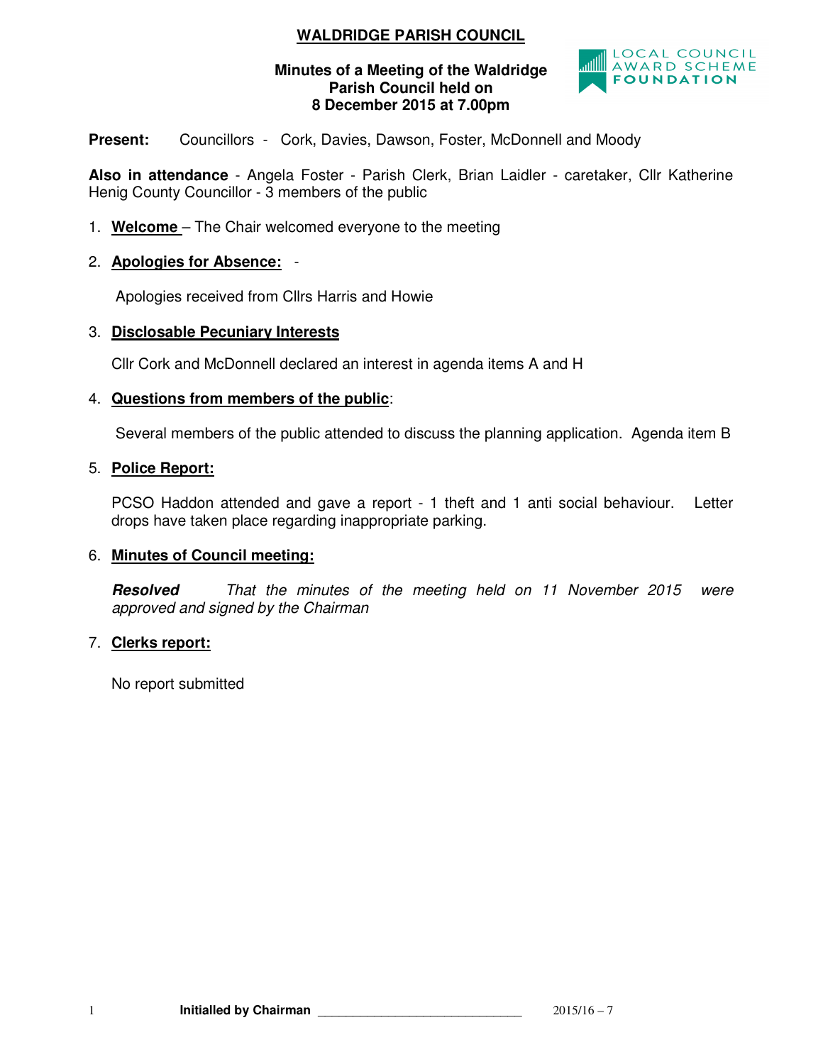# WALDRIDGE PARISH COUNCIL

**Minutes of a Meeting of the Waldridge Parish Council held on 8 December 2015 at 7.00pm**

LOCAL COUNCIL AWARD SCHEME FOUNDATION

**Present:** Councillors - Cork, Davies, Dawson, Foster, McDonnell and Moody

**Also in attendance** - Angela Foster - Parish Clerk, Brian Laidler - caretaker, Cllr Katherine Henig County Councillor - 3 members of the public

1. **Welcome** – The Chair welcomed everyone to the meeting

2. **Apologies for Absence:** -

   Apologies received from Cllrs Harris and Howie

3. **Disclosable Pecuniary Interests**

   Cllr Cork and McDonnell declared an interest in agenda items A and H

4. **Questions from members of the public**:

   Several members of the public attended to discuss the planning application. Agenda item B

5. **Police Report:**

   PCSO Haddon attended and gave a report - 1 theft and 1 anti social behaviour. Letter drops have taken place regarding inappropriate parking.

6. **Minutes of Council meeting:**

   ***Resolved*** *That the minutes of the meeting held on 11 November 2015 were approved and signed by the Chairman*

7. **Clerks report:**

   No report submitted

**Initialled by Chairman** ______________________________ 2015/16 – 7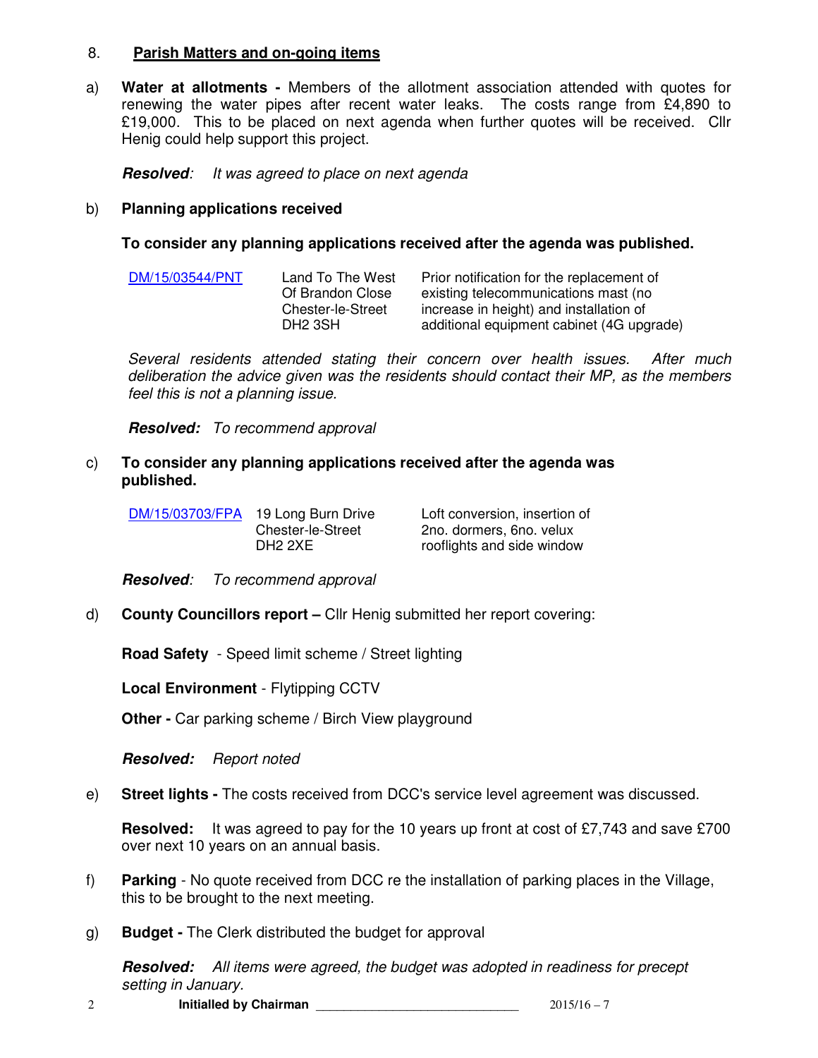## 8. Parish Matters and on-going items

a) **Water at allotments -** Members of the allotment association attended with quotes for renewing the water pipes after recent water leaks. The costs range from £4,890 to £19,000. This to be placed on next agenda when further quotes will be received. Cllr Henig could help support this project.

***Resolved**: It was agreed to place on next agenda*

b) **Planning applications received**

**To consider any planning applications received after the agenda was published.**

| | | |
|---|---|---|
| DM/15/03544/PNT | Land To The West Of Brandon Close Chester-le-Street DH2 3SH | Prior notification for the replacement of existing telecommunications mast (no increase in height) and installation of additional equipment cabinet (4G upgrade) |

*Several residents attended stating their concern over health issues. After much deliberation the advice given was the residents should contact their MP, as the members feel this is not a planning issue.*

***Resolved:** To recommend approval*

c) **To consider any planning applications received after the agenda was published.**

| | | |
|---|---|---|
| DM/15/03703/FPA | 19 Long Burn Drive Chester-le-Street DH2 2XE | Loft conversion, insertion of 2no. dormers, 6no. velux rooflights and side window |

***Resolved**: To recommend approval*

d) **County Councillors report –** Cllr Henig submitted her report covering:

**Road Safety** - Speed limit scheme / Street lighting

**Local Environment** - Flytipping CCTV

**Other -** Car parking scheme / Birch View playground

***Resolved:** Report noted*

e) **Street lights -** The costs received from DCC's service level agreement was discussed.

**Resolved:** It was agreed to pay for the 10 years up front at cost of £7,743 and save £700 over next 10 years on an annual basis.

f) **Parking** - No quote received from DCC re the installation of parking places in the Village, this to be brought to the next meeting.

g) **Budget -** The Clerk distributed the budget for approval

***Resolved:** All items were agreed, the budget was adopted in readiness for precept setting in January.*

**Initialled by Chairman** ____________________________ 2015/16 – 7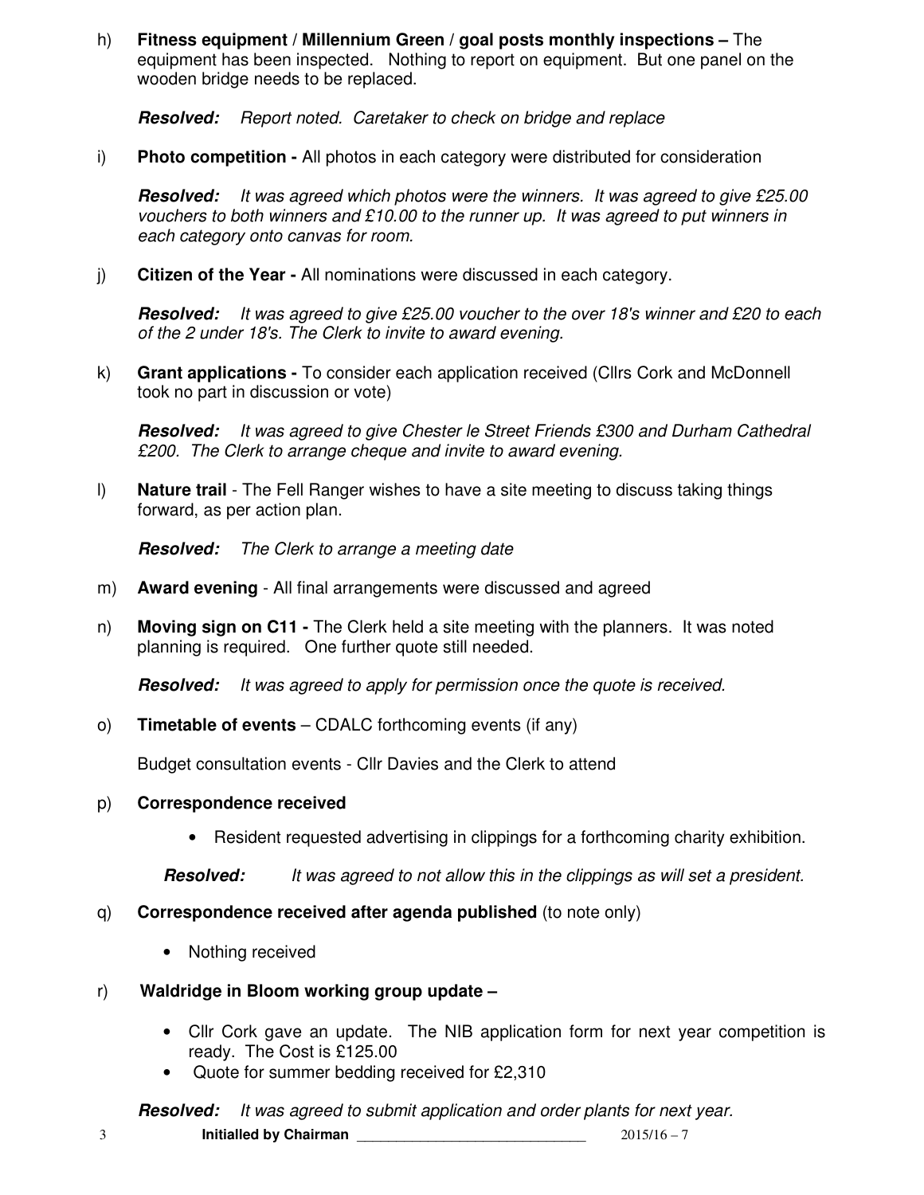h) **Fitness equipment / Millennium Green / goal posts monthly inspections –** The equipment has been inspected. Nothing to report on equipment. But one panel on the wooden bridge needs to be replaced.

***Resolved:*** *Report noted. Caretaker to check on bridge and replace*

i) **Photo competition -** All photos in each category were distributed for consideration

***Resolved:*** *It was agreed which photos were the winners. It was agreed to give £25.00 vouchers to both winners and £10.00 to the runner up. It was agreed to put winners in each category onto canvas for room.*

j) **Citizen of the Year -** All nominations were discussed in each category.

***Resolved:*** *It was agreed to give £25.00 voucher to the over 18's winner and £20 to each of the 2 under 18's. The Clerk to invite to award evening.*

k) **Grant applications -** To consider each application received (Cllrs Cork and McDonnell took no part in discussion or vote)

***Resolved:*** *It was agreed to give Chester le Street Friends £300 and Durham Cathedral £200. The Clerk to arrange cheque and invite to award evening.*

l) **Nature trail** - The Fell Ranger wishes to have a site meeting to discuss taking things forward, as per action plan.

***Resolved:*** *The Clerk to arrange a meeting date*

m) **Award evening** - All final arrangements were discussed and agreed

n) **Moving sign on C11 -** The Clerk held a site meeting with the planners. It was noted planning is required. One further quote still needed.

***Resolved:*** *It was agreed to apply for permission once the quote is received.*

o) **Timetable of events** – CDALC forthcoming events (if any)

Budget consultation events - Cllr Davies and the Clerk to attend

p) **Correspondence received**

- Resident requested advertising in clippings for a forthcoming charity exhibition.

***Resolved:*** *It was agreed to not allow this in the clippings as will set a president.*

q) **Correspondence received after agenda published** (to note only)

- Nothing received

r) **Waldridge in Bloom working group update –**

- Cllr Cork gave an update. The NIB application form for next year competition is ready. The Cost is £125.00
- Quote for summer bedding received for £2,310

***Resolved:*** *It was agreed to submit application and order plants for next year.*

Initialled by Chairman ____________________________ 2015/16 – 7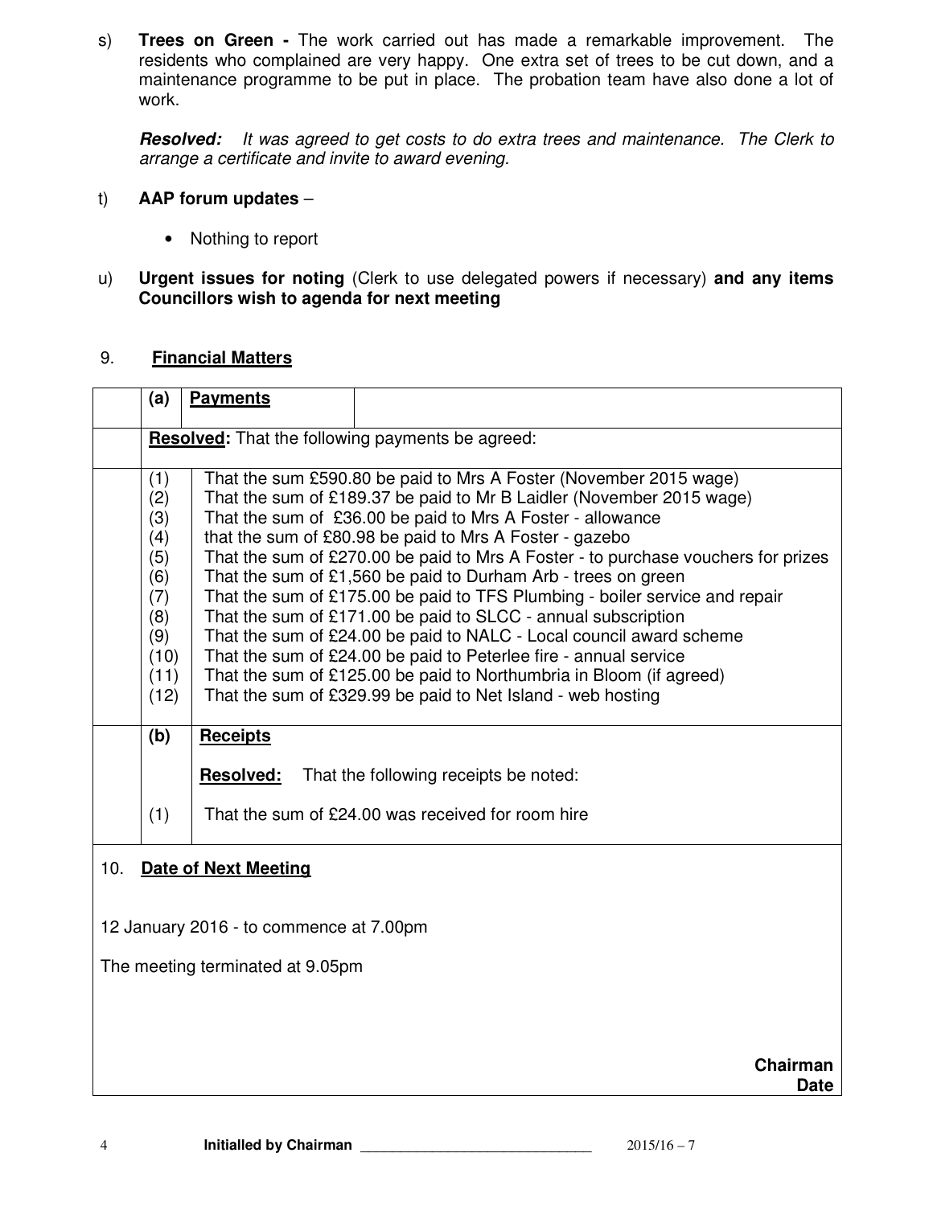s) **Trees on Green -** The work carried out has made a remarkable improvement. The residents who complained are very happy. One extra set of trees to be cut down, and a maintenance programme to be put in place. The probation team have also done a lot of work.

***Resolved:*** *It was agreed to get costs to do extra trees and maintenance. The Clerk to arrange a certificate and invite to award evening.*

t) **AAP forum updates** –

- Nothing to report

u) **Urgent issues for noting** (Clerk to use delegated powers if necessary) **and any items Councillors wish to agenda for next meeting**

9. **Financial Matters**

| | | |
|---|---|---|
| **(a)** | **Payments** | |
| **Resolved:** That the following payments be agreed: | | |
| (1) | That the sum £590.80 be paid to Mrs A Foster (November 2015 wage) | |
| (2) | That the sum of £189.37 be paid to Mr B Laidler (November 2015 wage) | |
| (3) | That the sum of £36.00 be paid to Mrs A Foster - allowance | |
| (4) | that the sum of £80.98 be paid to Mrs A Foster - gazebo | |
| (5) | That the sum of £270.00 be paid to Mrs A Foster - to purchase vouchers for prizes | |
| (6) | That the sum of £1,560 be paid to Durham Arb - trees on green | |
| (7) | That the sum of £175.00 be paid to TFS Plumbing - boiler service and repair | |
| (8) | That the sum of £171.00 be paid to SLCC - annual subscription | |
| (9) | That the sum of £24.00 be paid to NALC - Local council award scheme | |
| (10) | That the sum of £24.00 be paid to Peterlee fire - annual service | |
| (11) | That the sum of £125.00 be paid to Northumbria in Bloom (if agreed) | |
| (12) | That the sum of £329.99 be paid to Net Island - web hosting | |
| **(b)** | **Receipts** | |
| | **Resolved:** That the following receipts be noted: | |
| (1) | That the sum of £24.00 was received for room hire | |

10. **Date of Next Meeting**

12 January 2016 - to commence at 7.00pm

The meeting terminated at 9.05pm

**Chairman**

**Date**

**Initialled by Chairman** ______________________________